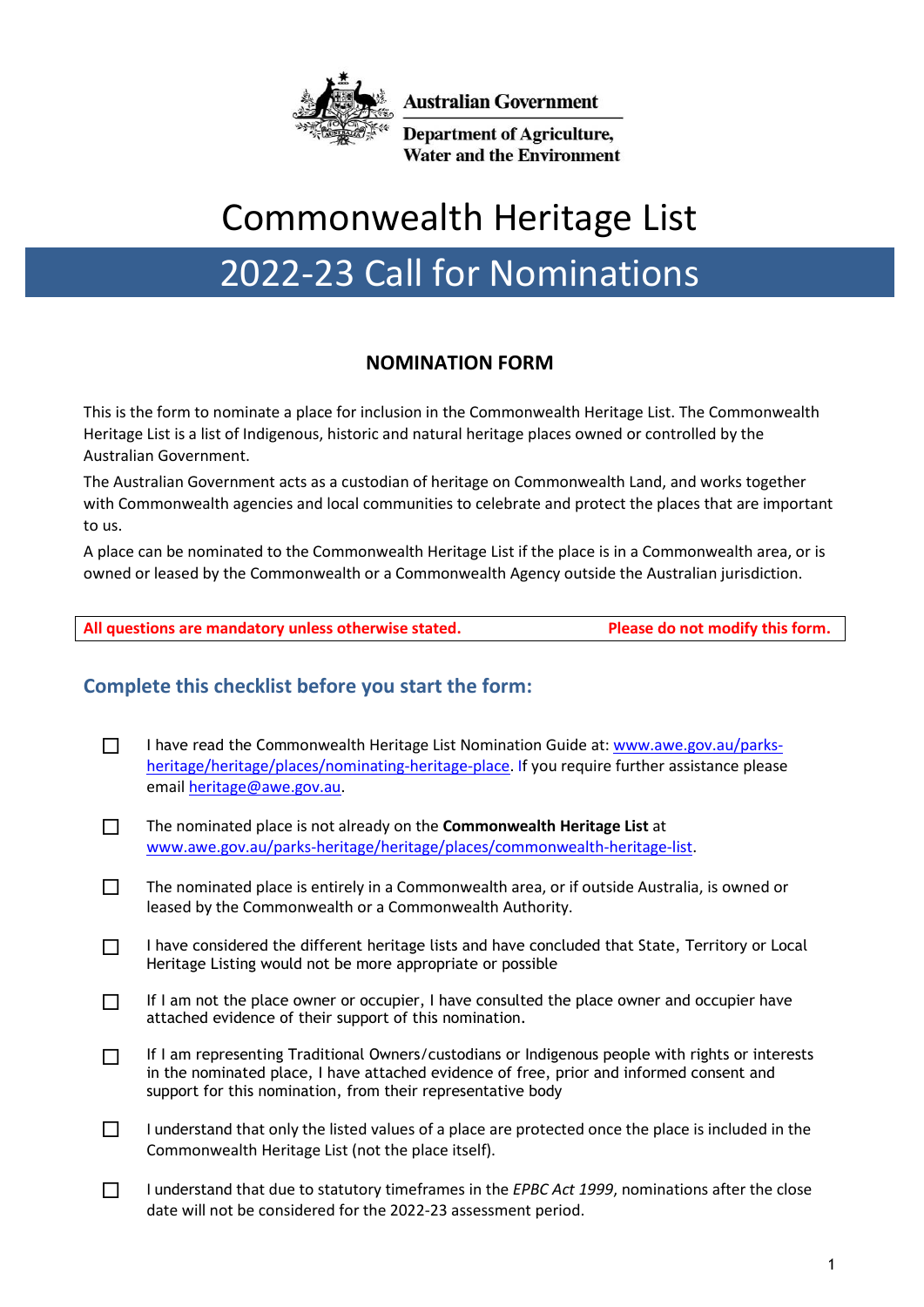Australian Government

Department of Agriculture, Water and the Environment

# Commonwealth Heritage List

# 2022-23 Call for Nominations

## NOMINATION FORM

This is the form to nominate a place for inclusion in the Commonwealth Heritage List. The Commonwealth Heritage List is a list of Indigenous, historic and natural heritage places owned or controlled by the Australian Government.

The Australian Government acts as a custodian of heritage on Commonwealth Land, and works together with Commonwealth agencies and local communities to celebrate and protect the places that are important to us.

A place can be nominated to the Commonwealth Heritage List if the place is in a Commonwealth area, or is owned or leased by the Commonwealth or a Commonwealth Agency outside the Australian jurisdiction.

| **All questions are mandatory unless otherwise stated.** | **Please do not modify this form.** |
|---|---|

## Complete this checklist before you start the form:

- ☐ I have read the Commonwealth Heritage List Nomination Guide at: www.awe.gov.au/parks-heritage/heritage/places/nominating-heritage-place. If you require further assistance please email heritage@awe.gov.au.
- ☐ The nominated place is not already on the **Commonwealth Heritage List** at www.awe.gov.au/parks-heritage/heritage/places/commonwealth-heritage-list.
- ☐ The nominated place is entirely in a Commonwealth area, or if outside Australia, is owned or leased by the Commonwealth or a Commonwealth Authority.
- ☐ I have considered the different heritage lists and have concluded that State, Territory or Local Heritage Listing would not be more appropriate or possible
- ☐ If I am not the place owner or occupier, I have consulted the place owner and occupier have attached evidence of their support of this nomination.
- ☐ If I am representing Traditional Owners/custodians or Indigenous people with rights or interests in the nominated place, I have attached evidence of free, prior and informed consent and support for this nomination, from their representative body
- ☐ I understand that only the listed values of a place are protected once the place is included in the Commonwealth Heritage List (not the place itself).
- ☐ I understand that due to statutory timeframes in the *EPBC Act 1999*, nominations after the close date will not be considered for the 2022-23 assessment period.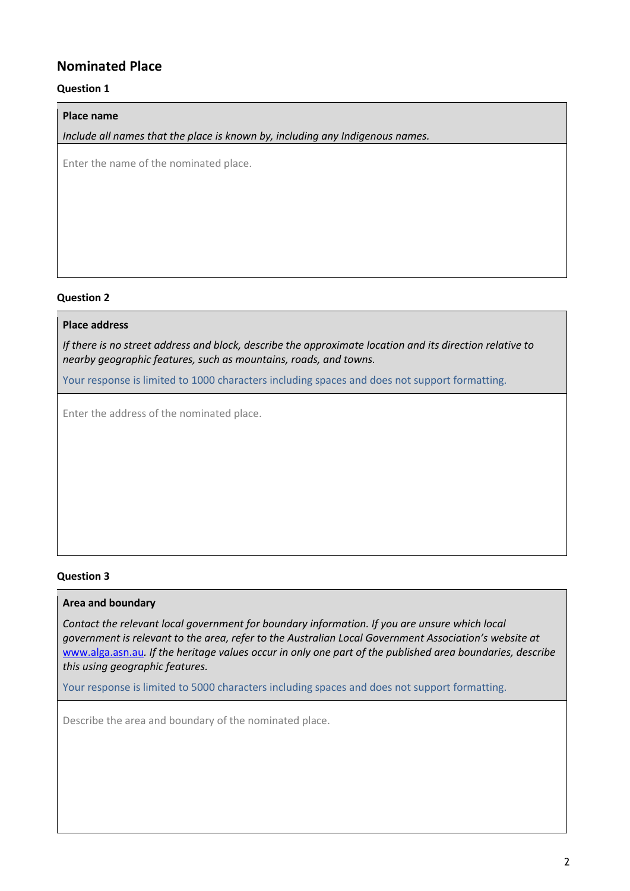## Nominated Place

**Question 1**

**Place name**

*Include all names that the place is known by, including any Indigenous names.*

Enter the name of the nominated place.

**Question 2**

**Place address**

*If there is no street address and block, describe the approximate location and its direction relative to nearby geographic features, such as mountains, roads, and towns.*

Your response is limited to 1000 characters including spaces and does not support formatting.

Enter the address of the nominated place.

**Question 3**

**Area and boundary**

*Contact the relevant local government for boundary information. If you are unsure which local government is relevant to the area, refer to the Australian Local Government Association's website at* www.alga.asn.au*. If the heritage values occur in only one part of the published area boundaries, describe this using geographic features.*

Your response is limited to 5000 characters including spaces and does not support formatting.

Describe the area and boundary of the nominated place.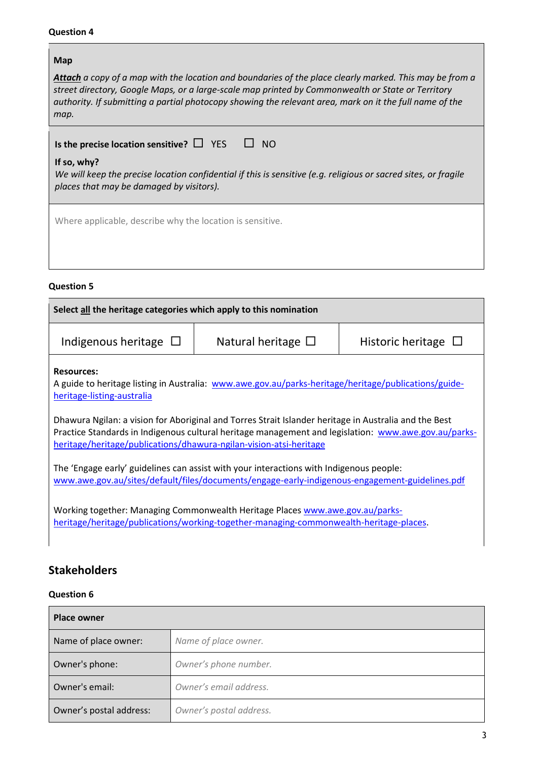**Question 4**

**Map**

***Attach*** *a copy of a map with the location and boundaries of the place clearly marked. This may be from a street directory, Google Maps, or a large-scale map printed by Commonwealth or State or Territory authority. If submitting a partial photocopy showing the relevant area, mark on it the full name of the map.*

**Is the precise location sensitive?** ☐ YES ☐ NO

**If so, why?**

*We will keep the precise location confidential if this is sensitive (e.g. religious or sacred sites, or fragile places that may be damaged by visitors).*

Where applicable, describe why the location is sensitive.

**Question 5**

| Select all the heritage categories which apply to this nomination | | |
|---|---|---|
| Indigenous heritage ☐ | Natural heritage ☐ | Historic heritage ☐ |

**Resources:**

A guide to heritage listing in Australia: www.awe.gov.au/parks-heritage/heritage/publications/guide-heritage-listing-australia

Dhawura Ngilan: a vision for Aboriginal and Torres Strait Islander heritage in Australia and the Best Practice Standards in Indigenous cultural heritage management and legislation: www.awe.gov.au/parks-heritage/heritage/publications/dhawura-ngilan-vision-atsi-heritage

The 'Engage early' guidelines can assist with your interactions with Indigenous people: www.awe.gov.au/sites/default/files/documents/engage-early-indigenous-engagement-guidelines.pdf

Working together: Managing Commonwealth Heritage Places www.awe.gov.au/parks-heritage/heritage/publications/working-together-managing-commonwealth-heritage-places.

## Stakeholders

**Question 6**

| Place owner | |
|---|---|
| Name of place owner: | *Name of place owner.* |
| Owner's phone: | *Owner's phone number.* |
| Owner's email: | *Owner's email address.* |
| Owner's postal address: | *Owner's postal address.* |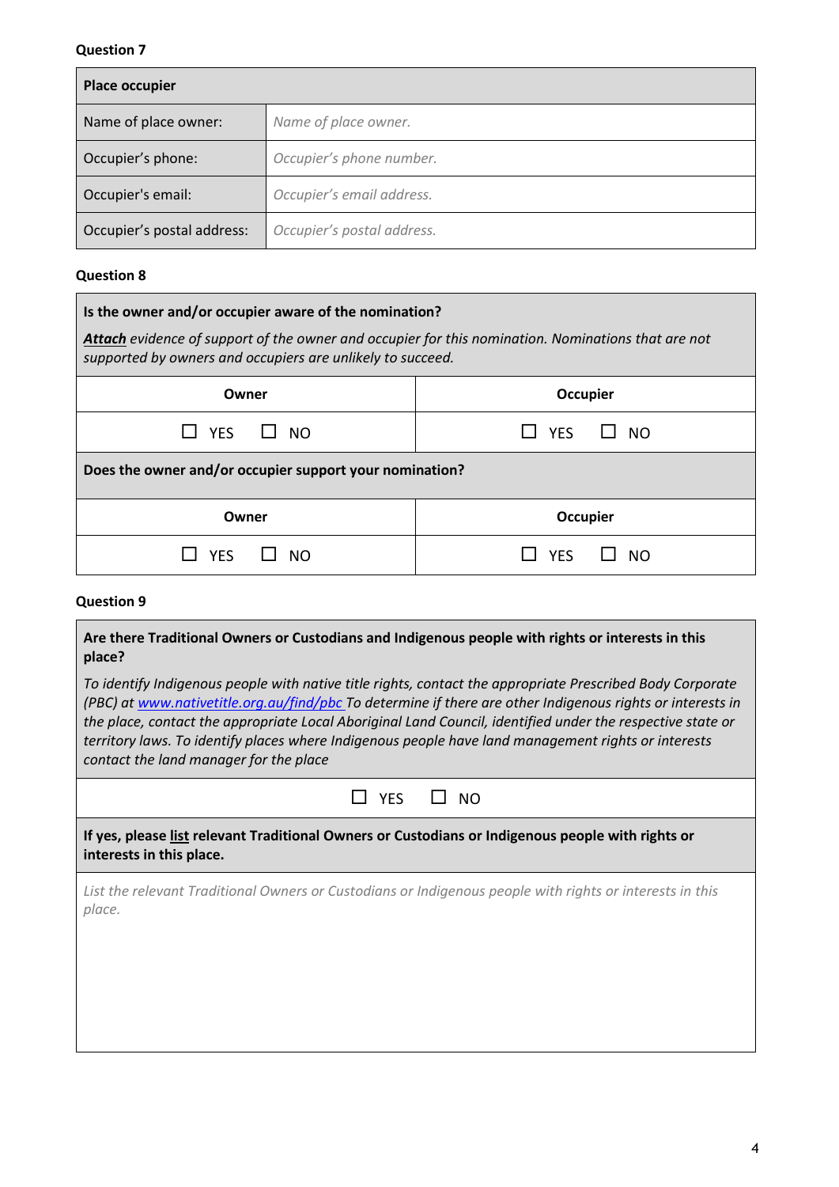**Question 7**

| Place occupier | |
|---|---|
| Name of place owner: | *Name of place owner.* |
| Occupier's phone: | *Occupier's phone number.* |
| Occupier's email: | *Occupier's email address.* |
| Occupier's postal address: | *Occupier's postal address.* |

**Question 8**

| **Is the owner and/or occupier aware of the nomination?**<br>***Attach*** *evidence of support of the owner and occupier for this nomination. Nominations that are not supported by owners and occupiers are unlikely to succeed.* | |
|---|---|
| **Owner** | **Occupier** |
| ☐ YES ☐ NO | ☐ YES ☐ NO |
| **Does the owner and/or occupier support your nomination?** | |
| **Owner** | **Occupier** |
| ☐ YES ☐ NO | ☐ YES ☐ NO |

**Question 9**

| **Are there Traditional Owners or Custodians and Indigenous people with rights or interests in this place?**<br>*To identify Indigenous people with native title rights, contact the appropriate Prescribed Body Corporate (PBC) at [www.nativetitle.org.au/find/pbc](www.nativetitle.org.au/find/pbc) To determine if there are other Indigenous rights or interests in the place, contact the appropriate Local Aboriginal Land Council, identified under the respective state or territory laws. To identify places where Indigenous people have land management rights or interests contact the land manager for the place* |
|---|
| ☐ YES ☐ NO |
| **If yes, please list relevant Traditional Owners or Custodians or Indigenous people with rights or interests in this place.** |
| *List the relevant Traditional Owners or Custodians or Indigenous people with rights or interests in this place.* |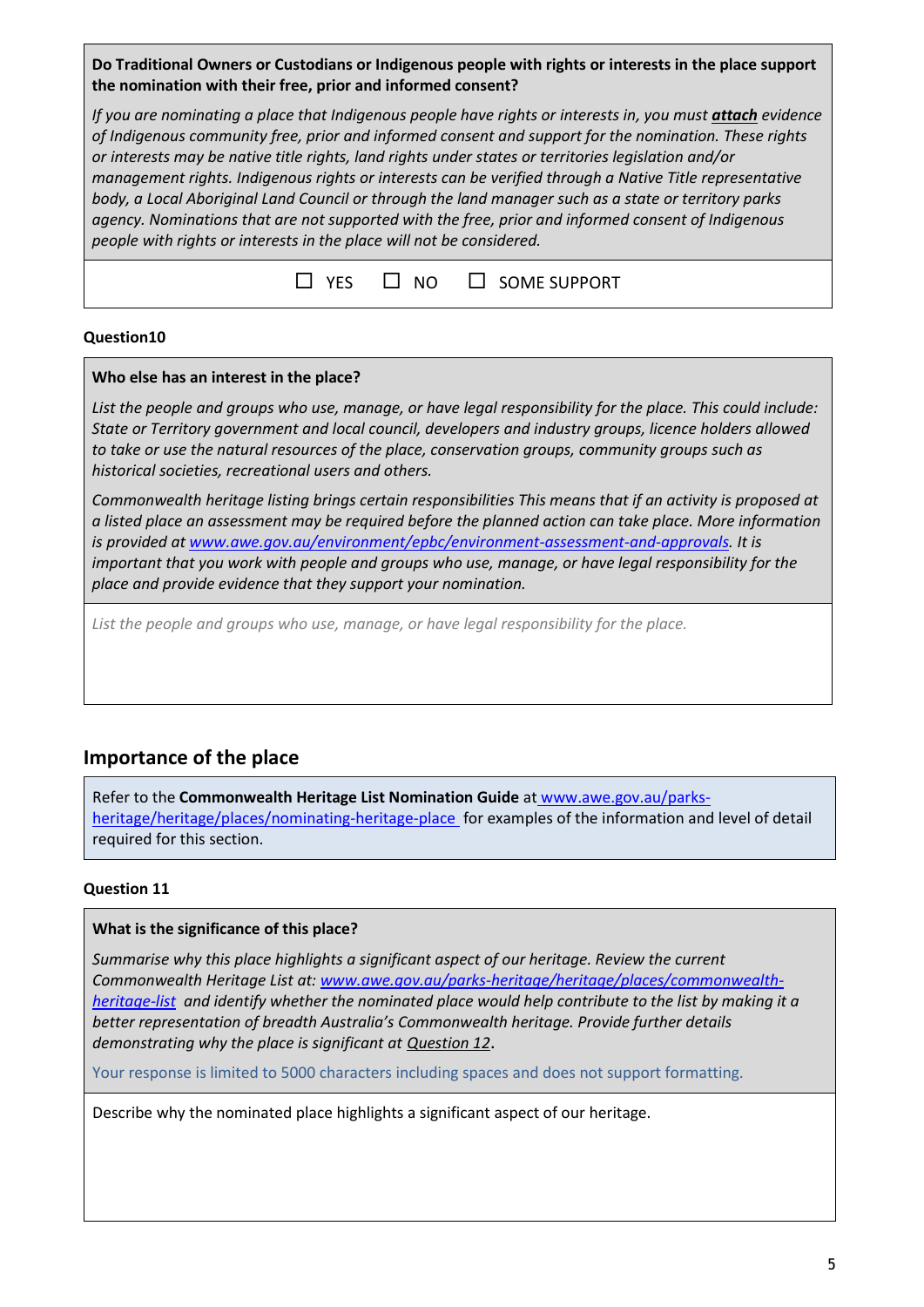**Do Traditional Owners or Custodians or Indigenous people with rights or interests in the place support the nomination with their free, prior and informed consent?**

*If you are nominating a place that Indigenous people have rights or interests in, you must **attach** evidence of Indigenous community free, prior and informed consent and support for the nomination. These rights or interests may be native title rights, land rights under states or territories legislation and/or management rights. Indigenous rights or interests can be verified through a Native Title representative body, a Local Aboriginal Land Council or through the land manager such as a state or territory parks agency. Nominations that are not supported with the free, prior and informed consent of Indigenous people with rights or interests in the place will not be considered.*

☐ YES ☐ NO ☐ SOME SUPPORT

**Question10**

**Who else has an interest in the place?**

*List the people and groups who use, manage, or have legal responsibility for the place. This could include: State or Territory government and local council, developers and industry groups, licence holders allowed to take or use the natural resources of the place, conservation groups, community groups such as historical societies, recreational users and others.*

*Commonwealth heritage listing brings certain responsibilities This means that if an activity is proposed at a listed place an assessment may be required before the planned action can take place. More information is provided at www.awe.gov.au/environment/epbc/environment-assessment-and-approvals. It is important that you work with people and groups who use, manage, or have legal responsibility for the place and provide evidence that they support your nomination.*

*List the people and groups who use, manage, or have legal responsibility for the place.*

## Importance of the place

Refer to the **Commonwealth Heritage List Nomination Guide** at www.awe.gov.au/parks-heritage/heritage/places/nominating-heritage-place for examples of the information and level of detail required for this section.

**Question 11**

**What is the significance of this place?**

*Summarise why this place highlights a significant aspect of our heritage. Review the current Commonwealth Heritage List at: www.awe.gov.au/parks-heritage/heritage/places/commonwealth-heritage-list and identify whether the nominated place would help contribute to the list by making it a better representation of breadth Australia's Commonwealth heritage. Provide further details demonstrating why the place is significant at Question 12.*

Your response is limited to 5000 characters including spaces and does not support formatting.

Describe why the nominated place highlights a significant aspect of our heritage.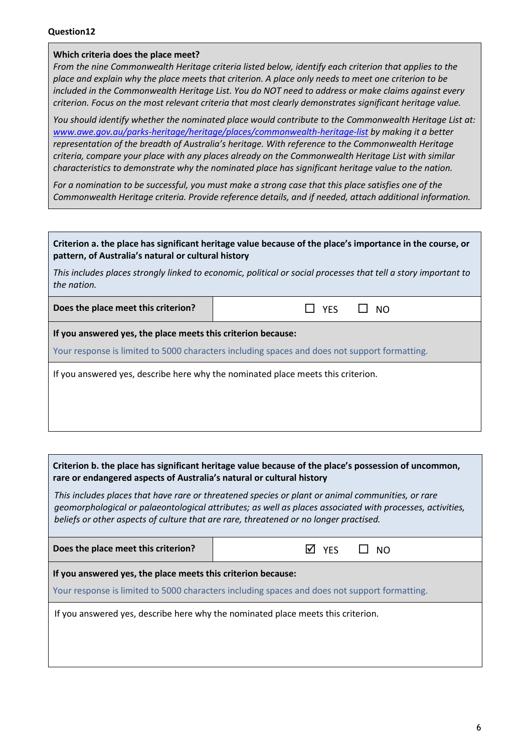**Question12**

**Which criteria does the place meet?**

*From the nine Commonwealth Heritage criteria listed below, identify each criterion that applies to the place and explain why the place meets that criterion. A place only needs to meet one criterion to be included in the Commonwealth Heritage List. You do NOT need to address or make claims against every criterion. Focus on the most relevant criteria that most clearly demonstrates significant heritage value.*

*You should identify whether the nominated place would contribute to the Commonwealth Heritage List at: [www.awe.gov.au/parks-heritage/heritage/places/commonwealth-heritage-list](www.awe.gov.au/parks-heritage/heritage/places/commonwealth-heritage-list) by making it a better representation of the breadth of Australia's heritage. With reference to the Commonwealth Heritage criteria, compare your place with any places already on the Commonwealth Heritage List with similar characteristics to demonstrate why the nominated place has significant heritage value to the nation.*

*For a nomination to be successful, you must make a strong case that this place satisfies one of the Commonwealth Heritage criteria. Provide reference details, and if needed, attach additional information.*

**Criterion a. the place has significant heritage value because of the place's importance in the course, or pattern, of Australia's natural or cultural history**

*This includes places strongly linked to economic, political or social processes that tell a story important to the nation.*

| **Does the place meet this criterion?** | ☐ YES ☐ NO |
|---|---|

**If you answered yes, the place meets this criterion because:**

Your response is limited to 5000 characters including spaces and does not support formatting.

If you answered yes, describe here why the nominated place meets this criterion.

**Criterion b. the place has significant heritage value because of the place's possession of uncommon, rare or endangered aspects of Australia's natural or cultural history**

*This includes places that have rare or threatened species or plant or animal communities, or rare geomorphological or palaeontological attributes; as well as places associated with processes, activities, beliefs or other aspects of culture that are rare, threatened or no longer practised.*

| **Does the place meet this criterion?** | ☑ YES ☐ NO |
|---|---|

**If you answered yes, the place meets this criterion because:**

Your response is limited to 5000 characters including spaces and does not support formatting.

If you answered yes, describe here why the nominated place meets this criterion.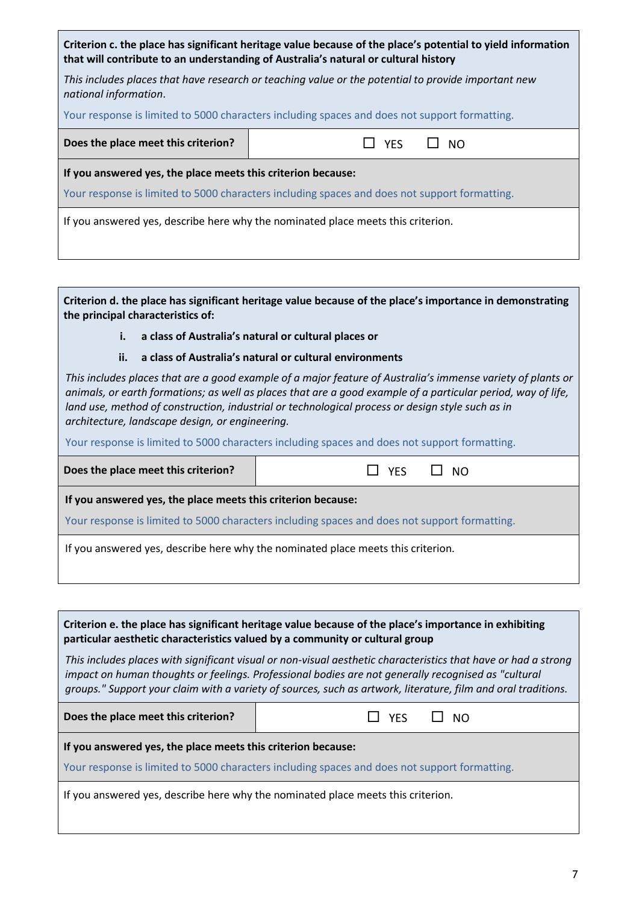**Criterion c. the place has significant heritage value because of the place's potential to yield information that will contribute to an understanding of Australia's natural or cultural history**

*This includes places that have research or teaching value or the potential to provide important new national information.*

Your response is limited to 5000 characters including spaces and does not support formatting.

| Does the place meet this criterion? | ☐ YES ☐ NO |
|---|---|

**If you answered yes, the place meets this criterion because:**

Your response is limited to 5000 characters including spaces and does not support formatting.

If you answered yes, describe here why the nominated place meets this criterion.

**Criterion d. the place has significant heritage value because of the place's importance in demonstrating the principal characteristics of:**

- **i. a class of Australia's natural or cultural places or**
- **ii. a class of Australia's natural or cultural environments**

*This includes places that are a good example of a major feature of Australia's immense variety of plants or animals, or earth formations; as well as places that are a good example of a particular period, way of life, land use, method of construction, industrial or technological process or design style such as in architecture, landscape design, or engineering.*

Your response is limited to 5000 characters including spaces and does not support formatting.

| Does the place meet this criterion? | ☐ YES ☐ NO |
|---|---|

**If you answered yes, the place meets this criterion because:**

Your response is limited to 5000 characters including spaces and does not support formatting.

If you answered yes, describe here why the nominated place meets this criterion.

**Criterion e. the place has significant heritage value because of the place's importance in exhibiting particular aesthetic characteristics valued by a community or cultural group**

*This includes places with significant visual or non-visual aesthetic characteristics that have or had a strong impact on human thoughts or feelings. Professional bodies are not generally recognised as "cultural groups." Support your claim with a variety of sources, such as artwork, literature, film and oral traditions.*

| Does the place meet this criterion? | ☐ YES ☐ NO |
|---|---|

**If you answered yes, the place meets this criterion because:**

Your response is limited to 5000 characters including spaces and does not support formatting.

If you answered yes, describe here why the nominated place meets this criterion.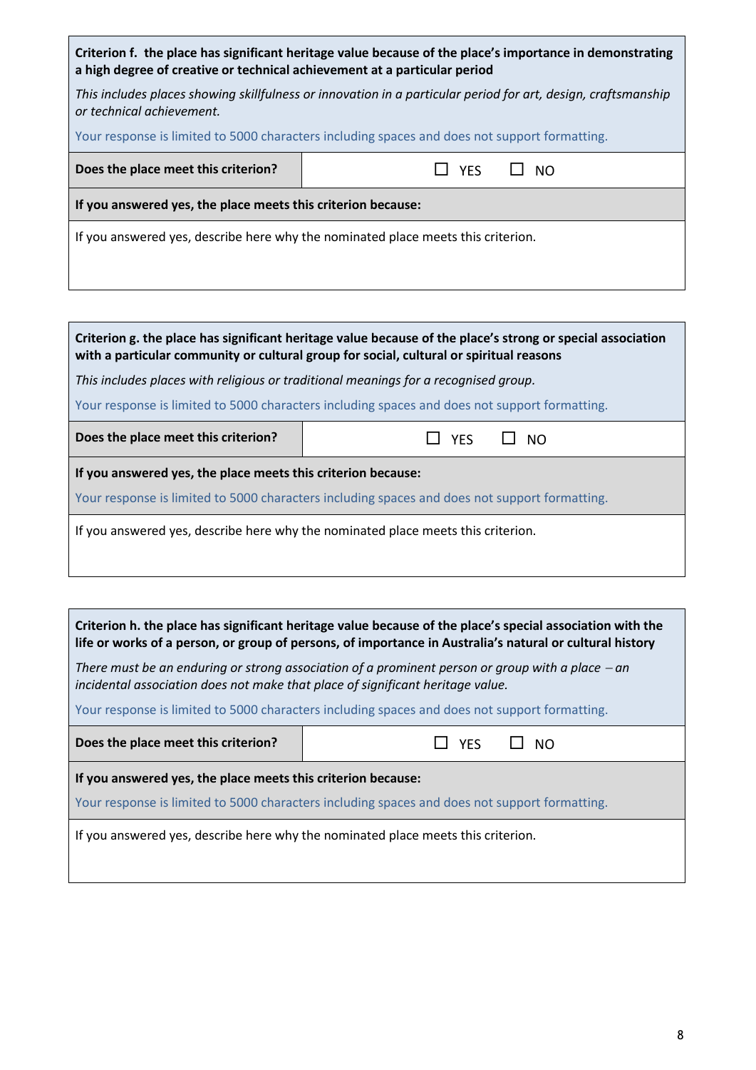| **Criterion f. the place has significant heritage value because of the place's importance in demonstrating a high degree of creative or technical achievement at a particular period** | |
|---|---|
| *This includes places showing skillfulness or innovation in a particular period for art, design, craftsmanship or technical achievement.* | |
| Your response is limited to 5000 characters including spaces and does not support formatting. | |
| **Does the place meet this criterion?** | ☐ YES ☐ NO |
| **If you answered yes, the place meets this criterion because:** | |
| If you answered yes, describe here why the nominated place meets this criterion. | |

| **Criterion g. the place has significant heritage value because of the place's strong or special association with a particular community or cultural group for social, cultural or spiritual reasons** | |
|---|---|
| *This includes places with religious or traditional meanings for a recognised group.* | |
| Your response is limited to 5000 characters including spaces and does not support formatting. | |
| **Does the place meet this criterion?** | ☐ YES ☐ NO |
| **If you answered yes, the place meets this criterion because:** | |
| Your response is limited to 5000 characters including spaces and does not support formatting. | |
| If you answered yes, describe here why the nominated place meets this criterion. | |

| **Criterion h. the place has significant heritage value because of the place's special association with the life or works of a person, or group of persons, of importance in Australia's natural or cultural history** | |
|---|---|
| *There must be an enduring or strong association of a prominent person or group with a place – an incidental association does not make that place of significant heritage value.* | |
| Your response is limited to 5000 characters including spaces and does not support formatting. | |
| **Does the place meet this criterion?** | ☐ YES ☐ NO |
| **If you answered yes, the place meets this criterion because:** | |
| Your response is limited to 5000 characters including spaces and does not support formatting. | |
| If you answered yes, describe here why the nominated place meets this criterion. | |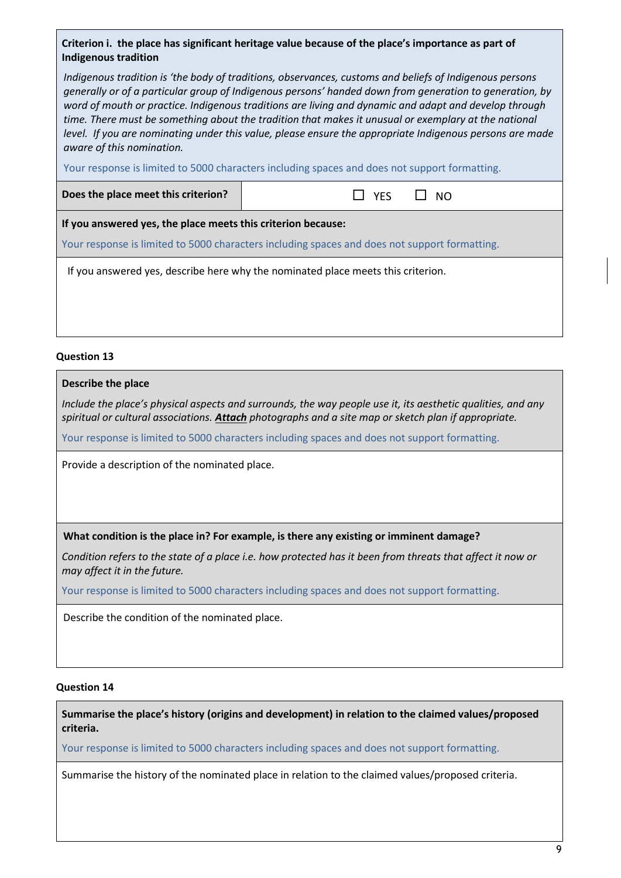**Criterion i. the place has significant heritage value because of the place's importance as part of Indigenous tradition**

*Indigenous tradition is 'the body of traditions, observances, customs and beliefs of Indigenous persons generally or of a particular group of Indigenous persons' handed down from generation to generation, by word of mouth or practice. Indigenous traditions are living and dynamic and adapt and develop through time. There must be something about the tradition that makes it unusual or exemplary at the national level. If you are nominating under this value, please ensure the appropriate Indigenous persons are made aware of this nomination.*

Your response is limited to 5000 characters including spaces and does not support formatting.

| **Does the place meet this criterion?** | ☐ YES ☐ NO |
| --- | --- |

**If you answered yes, the place meets this criterion because:**

Your response is limited to 5000 characters including spaces and does not support formatting.

If you answered yes, describe here why the nominated place meets this criterion.

**Question 13**

**Describe the place**

*Include the place's physical aspects and surrounds, the way people use it, its aesthetic qualities, and any spiritual or cultural associations.* ***Attach*** *photographs and a site map or sketch plan if appropriate.*

Your response is limited to 5000 characters including spaces and does not support formatting.

Provide a description of the nominated place.

**What condition is the place in? For example, is there any existing or imminent damage?**

*Condition refers to the state of a place i.e. how protected has it been from threats that affect it now or may affect it in the future.*

Your response is limited to 5000 characters including spaces and does not support formatting.

Describe the condition of the nominated place.

**Question 14**

**Summarise the place's history (origins and development) in relation to the claimed values/proposed criteria.**

Your response is limited to 5000 characters including spaces and does not support formatting.

Summarise the history of the nominated place in relation to the claimed values/proposed criteria.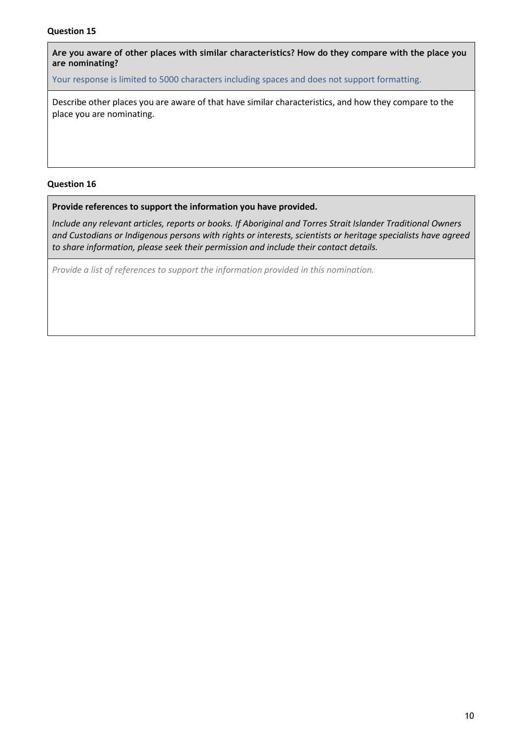**Question 15**

**Are you aware of other places with similar characteristics? How do they compare with the place you are nominating?**

Your response is limited to 5000 characters including spaces and does not support formatting.

Describe other places you are aware of that have similar characteristics, and how they compare to the place you are nominating.

**Question 16**

**Provide references to support the information you have provided.**

*Include any relevant articles, reports or books. If Aboriginal and Torres Strait Islander Traditional Owners and Custodians or Indigenous persons with rights or interests, scientists or heritage specialists have agreed to share information, please seek their permission and include their contact details.*

*Provide a list of references to support the information provided in this nomination.*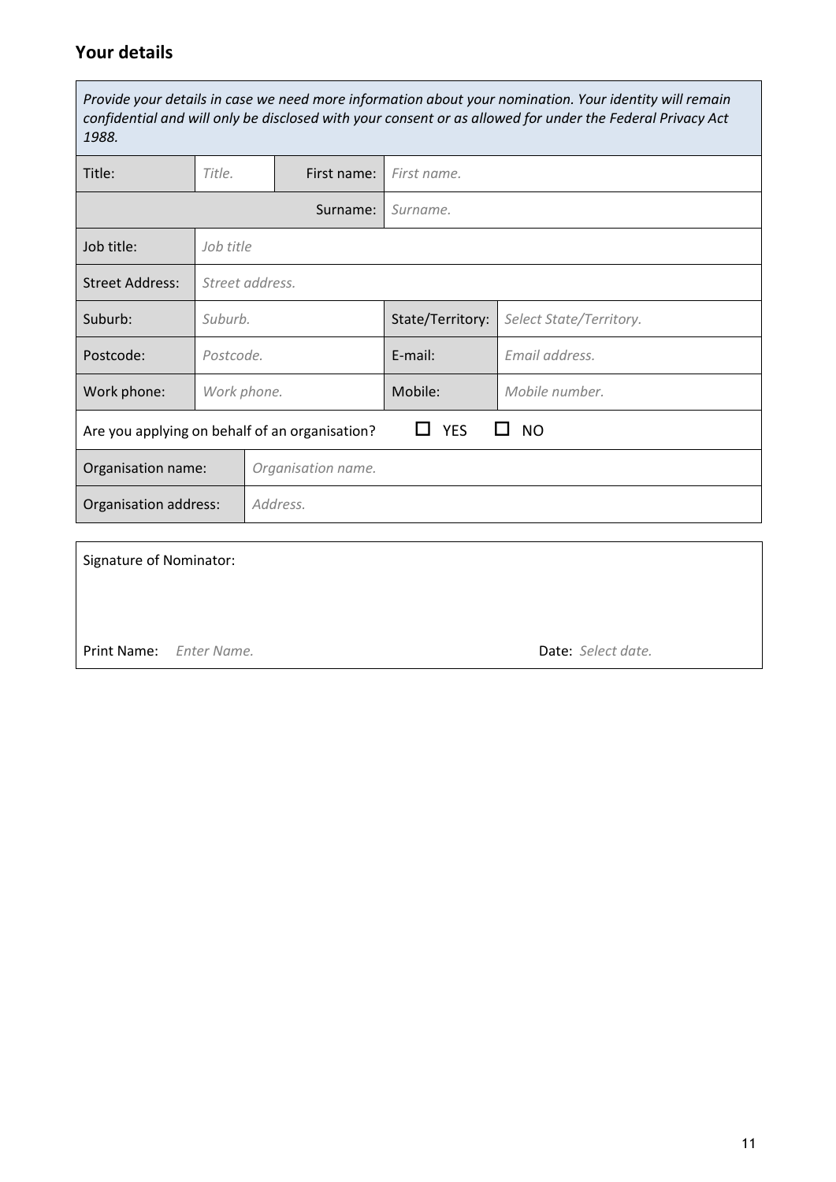## Your details

*Provide your details in case we need more information about your nomination. Your identity will remain confidential and will only be disclosed with your consent or as allowed for under the Federal Privacy Act 1988.*

| | | | |
|---|---|---|---|
| Title: | *Title.* | First name: | *First name.* |
| | | Surname: | *Surname.* |
| Job title: | *Job title* | | |
| Street Address: | *Street address.* | | |
| Suburb: | *Suburb.* | State/Territory: | *Select State/Territory.* |
| Postcode: | *Postcode.* | E-mail: | *Email address.* |
| Work phone: | *Work phone.* | Mobile: | *Mobile number.* |

Are you applying on behalf of an organisation? ☐ YES ☐ NO

| | |
|---|---|
| Organisation name: | *Organisation name.* |
| Organisation address: | *Address.* |

Signature of Nominator:

Print Name: *Enter Name.*

Date: *Select date.*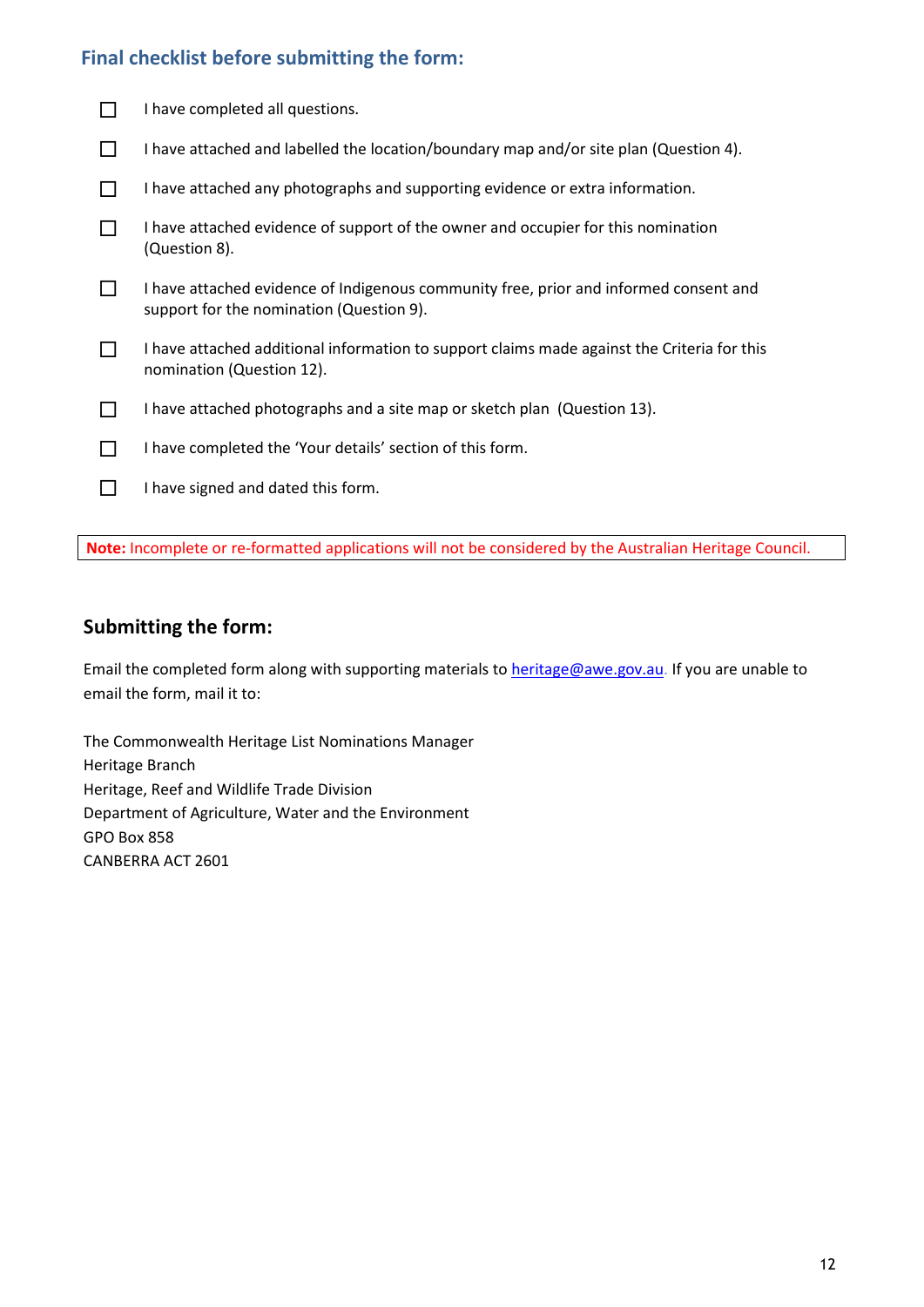## Final checklist before submitting the form:

- ☐ I have completed all questions.
- ☐ I have attached and labelled the location/boundary map and/or site plan (Question 4).
- ☐ I have attached any photographs and supporting evidence or extra information.
- ☐ I have attached evidence of support of the owner and occupier for this nomination (Question 8).
- ☐ I have attached evidence of Indigenous community free, prior and informed consent and support for the nomination (Question 9).
- ☐ I have attached additional information to support claims made against the Criteria for this nomination (Question 12).
- ☐ I have attached photographs and a site map or sketch plan (Question 13).
- ☐ I have completed the 'Your details' section of this form.
- ☐ I have signed and dated this form.

**Note:** Incomplete or re-formatted applications will not be considered by the Australian Heritage Council.

## Submitting the form:

Email the completed form along with supporting materials to heritage@awe.gov.au. If you are unable to email the form, mail it to:

The Commonwealth Heritage List Nominations Manager
Heritage Branch
Heritage, Reef and Wildlife Trade Division
Department of Agriculture, Water and the Environment
GPO Box 858
CANBERRA ACT 2601